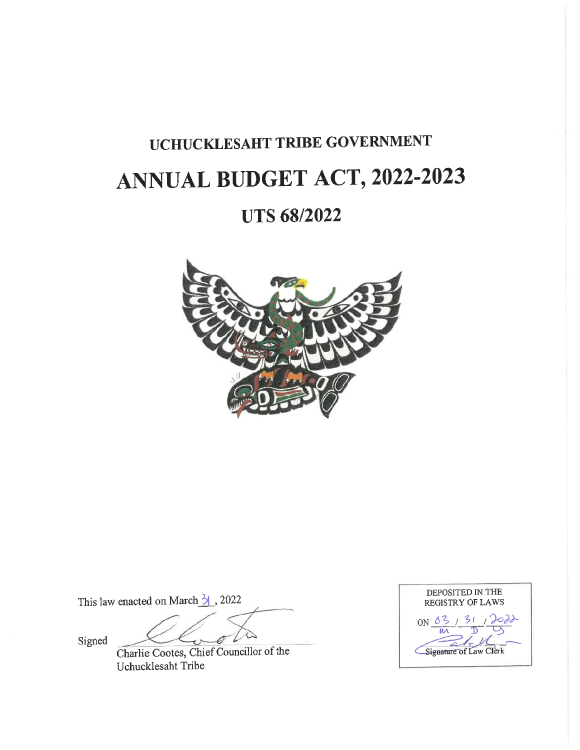# UCHUCKLESAHT TRIBE GOVERNMENT

# ANNUAL BUDGET ACT, 2022-2023

## UTS 68/2022

This law enacted on March 31, 2022

Signed

Charlie Cootes, Chief Councillor of the Uchucklesaht Tribe

DEPOSITED IN THE REGISTRY OF LAWS

ON 03 / 31 / 2022
M D Y

Signature of Law Clerk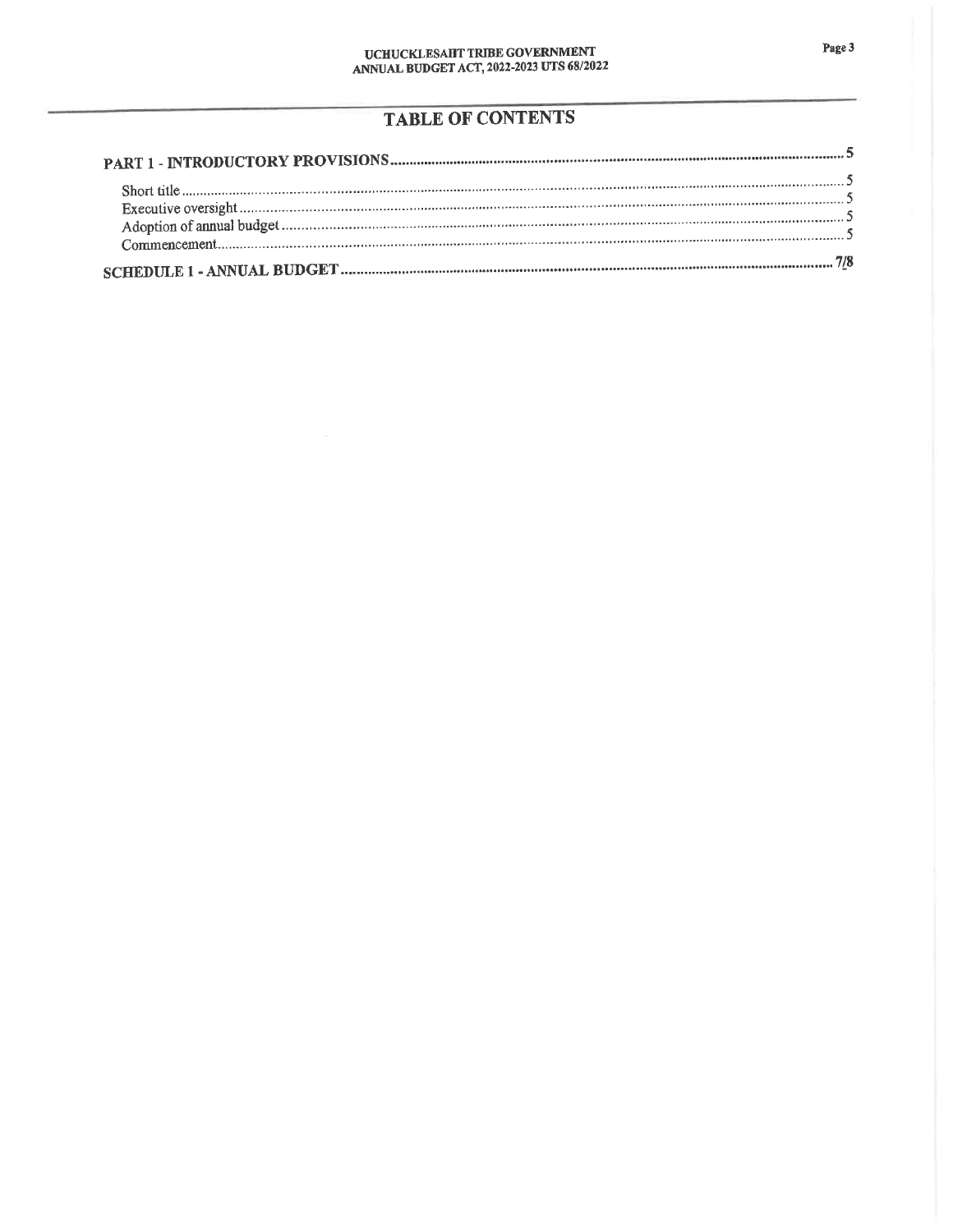# TABLE OF CONTENTS

**PART 1 - INTRODUCTORY PROVISIONS** .......... **5**

Short title .......... 5
Executive oversight .......... 5
Adoption of annual budget .......... 5
Commencement .......... 5

**SCHEDULE 1 - ANNUAL BUDGET** .......... **7/8**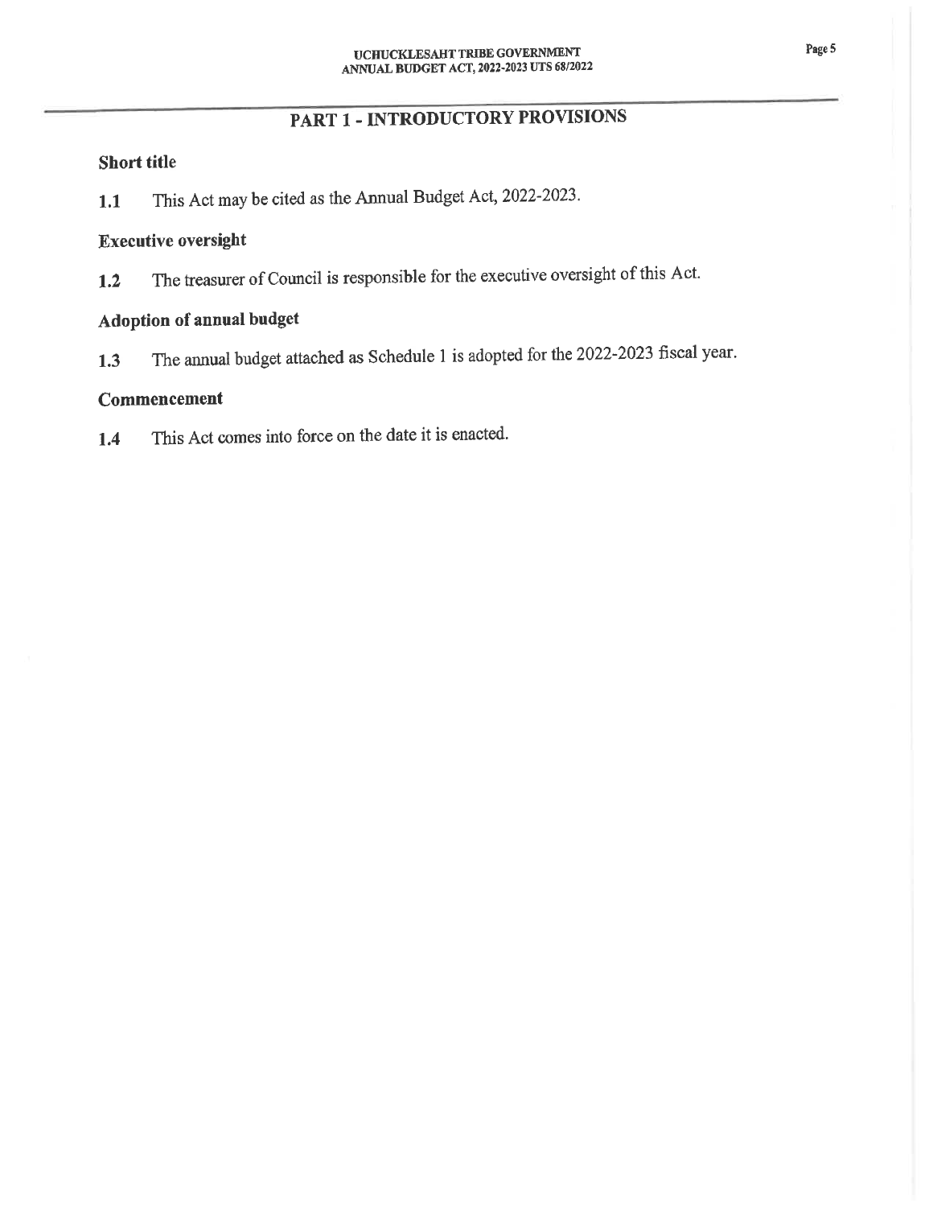## PART 1 - INTRODUCTORY PROVISIONS

### Short title

**1.1** This Act may be cited as the Annual Budget Act, 2022-2023.

### Executive oversight

**1.2** The treasurer of Council is responsible for the executive oversight of this Act.

### Adoption of annual budget

**1.3** The annual budget attached as Schedule 1 is adopted for the 2022-2023 fiscal year.

### Commencement

**1.4** This Act comes into force on the date it is enacted.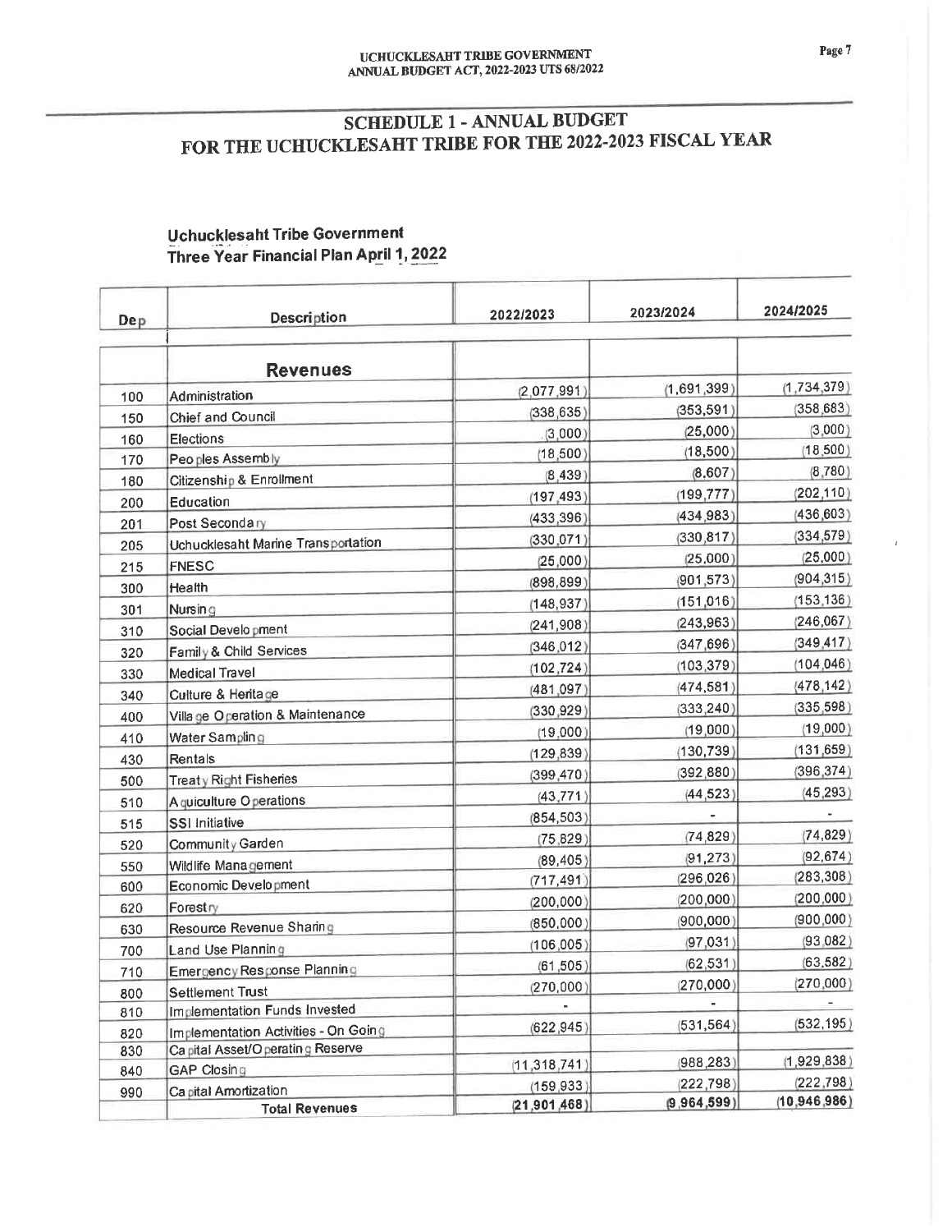# SCHEDULE 1 - ANNUAL BUDGET FOR THE UCHUCKLESAHT TRIBE FOR THE 2022-2023 FISCAL YEAR

**Uchucklesaht Tribe Government**
**Three Year Financial Plan April 1, 2022**

| Dep | Description | 2022/2023 | 2023/2024 | 2024/2025 |
|---|---|---|---|---|
| | **Revenues** | | | |
| 100 | Administration | (2,077,991) | (1,691,399) | (1,734,379) |
| 150 | Chief and Council | (338,635) | (353,591) | (358,683) |
| 160 | Elections | (3,000) | (25,000) | (3,000) |
| 170 | Peoples Assembly | (18,500) | (18,500) | (18,500) |
| 180 | Citizenship & Enrollment | (8,439) | (8,607) | (8,780) |
| 200 | Education | (197,493) | (199,777) | (202,110) |
| 201 | Post Secondary | (433,396) | (434,983) | (436,603) |
| 205 | Uchucklesaht Marine Transportation | (330,071) | (330,817) | (334,579) |
| 215 | FNESC | (25,000) | (25,000) | (25,000) |
| 300 | Health | (898,899) | (901,573) | (904,315) |
| 301 | Nursing | (148,937) | (151,016) | (153,136) |
| 310 | Social Development | (241,908) | (243,963) | (246,067) |
| 320 | Family & Child Services | (346,012) | (347,696) | (349,417) |
| 330 | Medical Travel | (102,724) | (103,379) | (104,046) |
| 340 | Culture & Heritage | (481,097) | (474,581) | (478,142) |
| 400 | Village Operation & Maintenance | (330,929) | (333,240) | (335,598) |
| 410 | Water Sampling | (19,000) | (19,000) | (19,000) |
| 430 | Rentals | (129,839) | (130,739) | (131,659) |
| 500 | Treaty Right Fisheries | (399,470) | (392,880) | (396,374) |
| 510 | Aquiculture Operations | (43,771) | (44,523) | (45,293) |
| 515 | SSI Initiative | (854,503) | - | - |
| 520 | Community Garden | (75,829) | (74,829) | (74,829) |
| 550 | Wildlife Management | (89,405) | (91,273) | (92,674) |
| 600 | Economic Development | (717,491) | (296,026) | (283,308) |
| 620 | Forestry | (200,000) | (200,000) | (200,000) |
| 630 | Resource Revenue Sharing | (850,000) | (900,000) | (900,000) |
| 700 | Land Use Planning | (106,005) | (97,031) | (93,082) |
| 710 | Emergency Response Planning | (61,505) | (62,531) | (63,582) |
| 800 | Settlement Trust | (270,000) | (270,000) | (270,000) |
| 810 | Implementation Funds Invested | - | - | - |
| 820 | Implementation Activities - On Going | (622,945) | (531,564) | (532,195) |
| 830 | Capital Asset/Operating Reserve | | | |
| 840 | GAP Closing | (11,318,741) | (988,283) | (1,929,838) |
| 990 | Capital Amortization | (159,933) | (222,798) | (222,798) |
| | **Total Revenues** | **(21,901,468)** | **(9,964,599)** | **(10,946,986)** |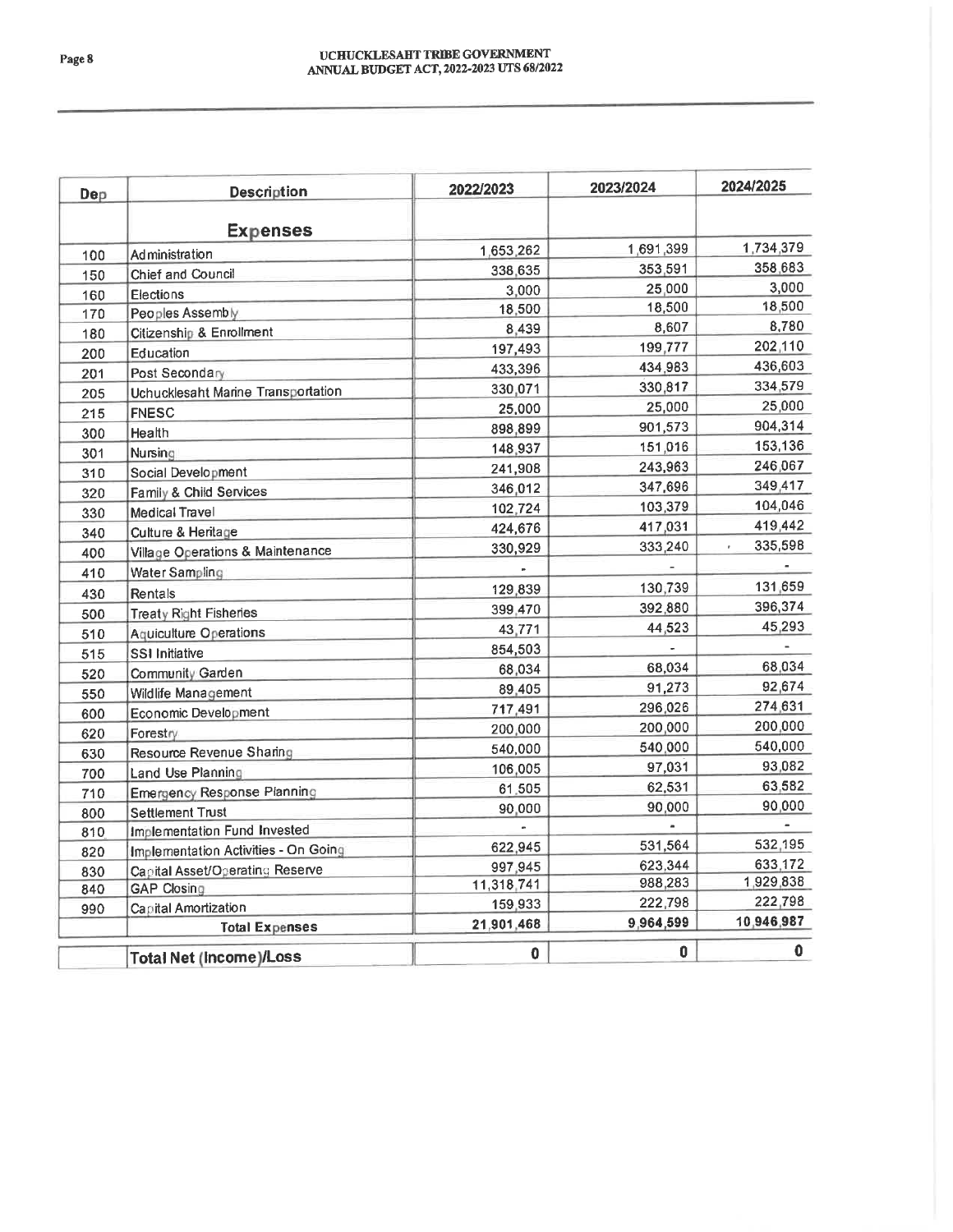| Dep | Description | 2022/2023 | 2023/2024 | 2024/2025 |
|---|---|---|---|---|
| | **Expenses** | | | |
| 100 | Administration | 1,653,262 | 1,691,399 | 1,734,379 |
| 150 | Chief and Council | 338,635 | 353,591 | 358,683 |
| 160 | Elections | 3,000 | 25,000 | 3,000 |
| 170 | Peoples Assembly | 18,500 | 18,500 | 18,500 |
| 180 | Citizenship & Enrollment | 8,439 | 8,607 | 8,780 |
| 200 | Education | 197,493 | 199,777 | 202,110 |
| 201 | Post Secondary | 433,396 | 434,983 | 436,603 |
| 205 | Uchucklesaht Marine Transportation | 330,071 | 330,817 | 334,579 |
| 215 | FNESC | 25,000 | 25,000 | 25,000 |
| 300 | Health | 898,899 | 901,573 | 904,314 |
| 301 | Nursing | 148,937 | 151,016 | 153,136 |
| 310 | Social Development | 241,908 | 243,963 | 246,067 |
| 320 | Family & Child Services | 346,012 | 347,696 | 349,417 |
| 330 | Medical Travel | 102,724 | 103,379 | 104,046 |
| 340 | Culture & Heritage | 424,676 | 417,031 | 419,442 |
| 400 | Village Operations & Maintenance | 330,929 | 333,240 | 335,598 |
| 410 | Water Sampling | - | - | - |
| 430 | Rentals | 129,839 | 130,739 | 131,659 |
| 500 | Treaty Right Fisheries | 399,470 | 392,880 | 396,374 |
| 510 | Aquiculture Operations | 43,771 | 44,523 | 45,293 |
| 515 | SSI Initiative | 854,503 | - | - |
| 520 | Community Garden | 68,034 | 68,034 | 68,034 |
| 550 | Wildlife Management | 89,405 | 91,273 | 92,674 |
| 600 | Economic Development | 717,491 | 296,026 | 274,631 |
| 620 | Forestry | 200,000 | 200,000 | 200,000 |
| 630 | Resource Revenue Sharing | 540,000 | 540,000 | 540,000 |
| 700 | Land Use Planning | 106,005 | 97,031 | 93,082 |
| 710 | Emergency Response Planning | 61,505 | 62,531 | 63,582 |
| 800 | Settlement Trust | 90,000 | 90,000 | 90,000 |
| 810 | Implementation Fund Invested | - | - | - |
| 820 | Implementation Activities - On Going | 622,945 | 531,564 | 532,195 |
| 830 | Capital Asset/Operating Reserve | 997,945 | 623,344 | 633,172 |
| 840 | GAP Closing | 11,318,741 | 988,283 | 1,929,838 |
| 990 | Capital Amortization | 159,933 | 222,798 | 222,798 |
| | **Total Expenses** | 21,901,468 | 9,964,599 | 10,946,987 |
| | **Total Net (Income)/Loss** | **0** | **0** | **0** |